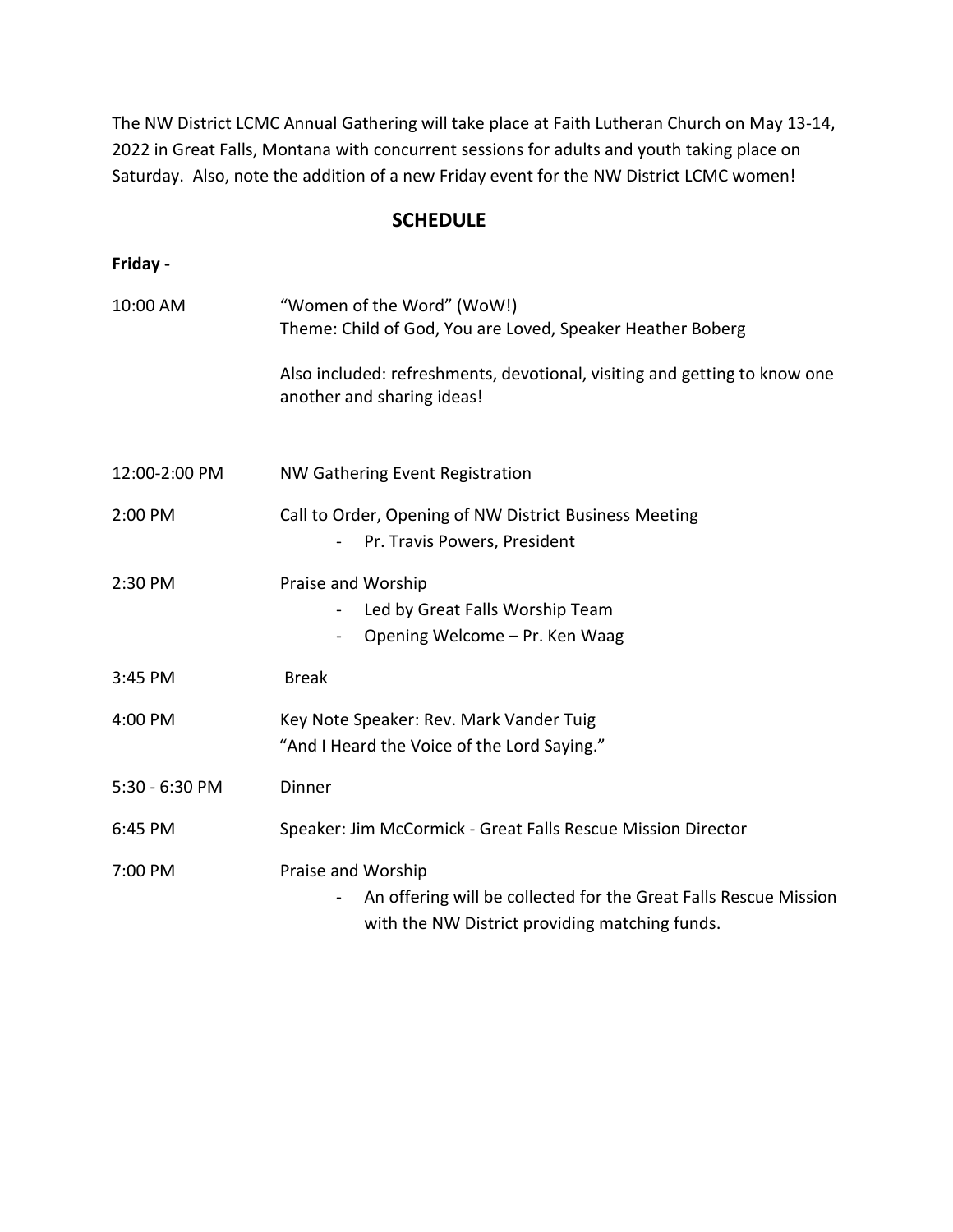The NW District LCMC Annual Gathering will take place at Faith Lutheran Church on May 13-14, 2022 in Great Falls, Montana with concurrent sessions for adults and youth taking place on Saturday. Also, note the addition of a new Friday event for the NW District LCMC women!

## SCHEDULE

**Friday -**

| | |
|---|---|
| 10:00 AM | "Women of the Word" (WoW!)<br>Theme: Child of God, You are Loved, Speaker Heather Boberg<br><br>Also included: refreshments, devotional, visiting and getting to know one another and sharing ideas! |
| 12:00-2:00 PM | NW Gathering Event Registration |
| 2:00 PM | Call to Order, Opening of NW District Business Meeting<br>- Pr. Travis Powers, President |
| 2:30 PM | Praise and Worship<br>- Led by Great Falls Worship Team<br>- Opening Welcome – Pr. Ken Waag |
| 3:45 PM | Break |
| 4:00 PM | Key Note Speaker: Rev. Mark Vander Tuig<br>"And I Heard the Voice of the Lord Saying." |
| 5:30 - 6:30 PM | Dinner |
| 6:45 PM | Speaker: Jim McCormick - Great Falls Rescue Mission Director |
| 7:00 PM | Praise and Worship<br>- An offering will be collected for the Great Falls Rescue Mission with the NW District providing matching funds. |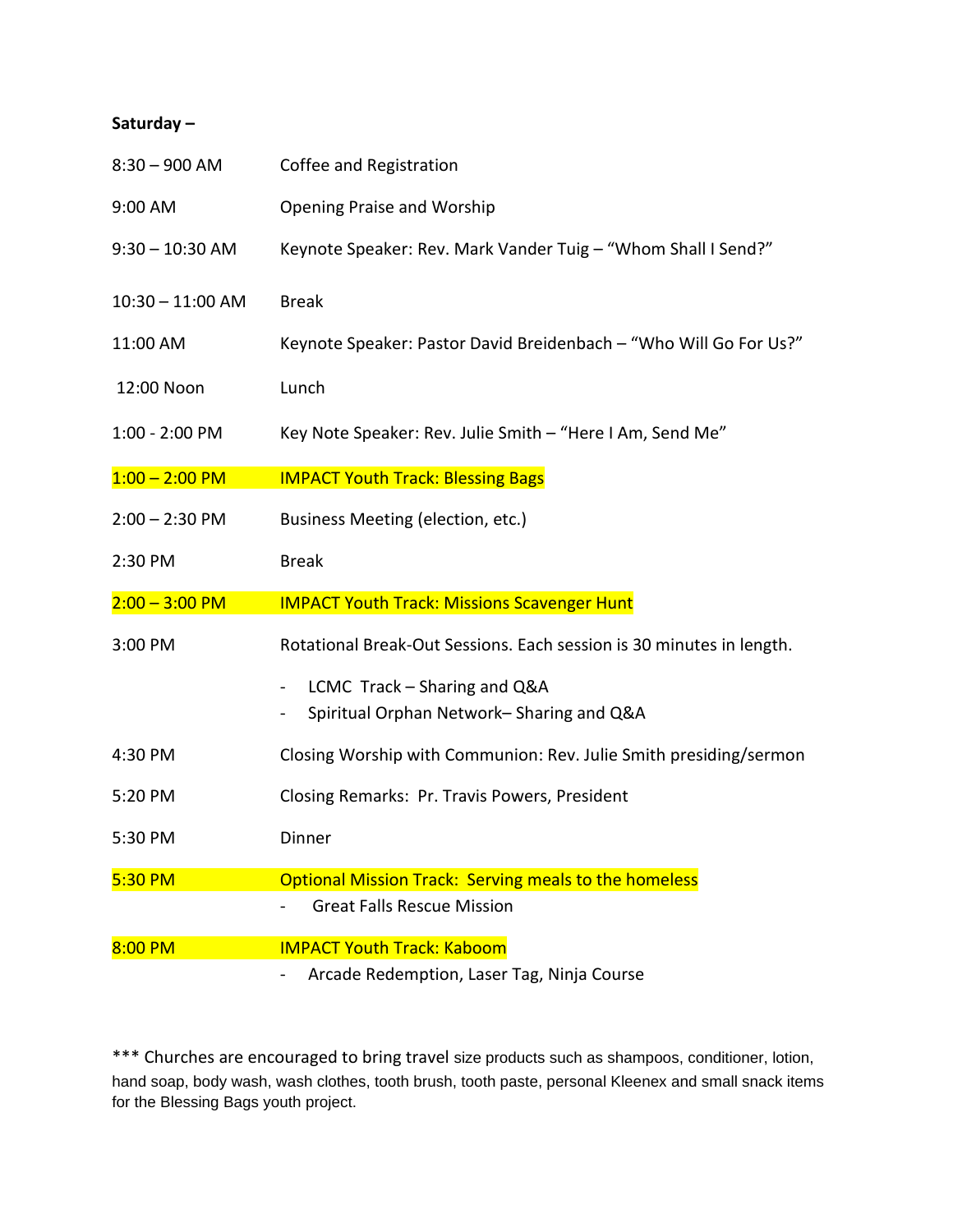**Saturday –**

| | |
|---|---|
| 8:30 – 900 AM | Coffee and Registration |
| 9:00 AM | Opening Praise and Worship |
| 9:30 – 10:30 AM | Keynote Speaker: Rev. Mark Vander Tuig – "Whom Shall I Send?" |
| 10:30 – 11:00 AM | Break |
| 11:00 AM | Keynote Speaker: Pastor David Breidenbach – "Who Will Go For Us?" |
| 12:00 Noon | Lunch |
| 1:00 - 2:00 PM | Key Note Speaker: Rev. Julie Smith – "Here I Am, Send Me" |
| 1:00 – 2:00 PM | IMPACT Youth Track: Blessing Bags |
| 2:00 – 2:30 PM | Business Meeting (election, etc.) |
| 2:30 PM | Break |
| 2:00 – 3:00 PM | IMPACT Youth Track: Missions Scavenger Hunt |
| 3:00 PM | Rotational Break-Out Sessions. Each session is 30 minutes in length.<br>- LCMC Track – Sharing and Q&A<br>- Spiritual Orphan Network– Sharing and Q&A |
| 4:30 PM | Closing Worship with Communion: Rev. Julie Smith presiding/sermon |
| 5:20 PM | Closing Remarks: Pr. Travis Powers, President |
| 5:30 PM | Dinner |
| 5:30 PM | Optional Mission Track: Serving meals to the homeless<br>- Great Falls Rescue Mission |
| 8:00 PM | IMPACT Youth Track: Kaboom<br>- Arcade Redemption, Laser Tag, Ninja Course |

*** Churches are encouraged to bring travel size products such as shampoos, conditioner, lotion, hand soap, body wash, wash clothes, tooth brush, tooth paste, personal Kleenex and small snack items for the Blessing Bags youth project.